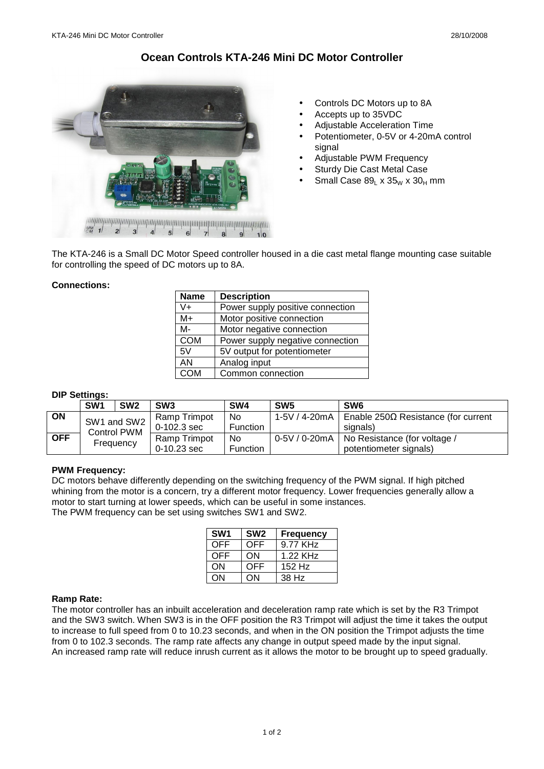# Ocean Controls KTA-246 Mini DC Motor Controller

- Controls DC Motors up to 8A
- Accepts up to 35VDC
- Adjustable Acceleration Time
- Potentiometer, 0-5V or 4-20mA control signal
- Adjustable PWM Frequency
- Sturdy Die Cast Metal Case
- Small Case $89_L$ x $35_W$ x $30_H$ mm

The KTA-246 is a Small DC Motor Speed controller housed in a die cast metal flange mounting case suitable for controlling the speed of DC motors up to 8A.

**Connections:**

| Name | Description |
| --- | --- |
| V+ | Power supply positive connection |
| M+ | Motor positive connection |
| M- | Motor negative connection |
| COM | Power supply negative connection |
| 5V | 5V output for potentiometer |
| AN | Analog input |
| COM | Common connection |

**DIP Settings:**

| | SW1 | SW2 | SW3 | SW4 | SW5 | SW6 |
| --- | --- | --- | --- | --- | --- | --- |
| ON | SW1 and SW2 Control PWM Frequency | | Ramp Trimpot 0-102.3 sec | No Function | 1-5V / 4-20mA | Enable 250Ω Resistance (for current signals) |
| OFF | | | Ramp Trimpot 0-10.23 sec | No Function | 0-5V / 0-20mA | No Resistance (for voltage / potentiometer signals) |

**PWM Frequency:**

DC motors behave differently depending on the switching frequency of the PWM signal. If high pitched whining from the motor is a concern, try a different motor frequency. Lower frequencies generally allow a motor to start turning at lower speeds, which can be useful in some instances.
The PWM frequency can be set using switches SW1 and SW2.

| SW1 | SW2 | Frequency |
| --- | --- | --- |
| OFF | OFF | 9.77 KHz |
| OFF | ON | 1.22 KHz |
| ON | OFF | 152 Hz |
| ON | ON | 38 Hz |

**Ramp Rate:**

The motor controller has an inbuilt acceleration and deceleration ramp rate which is set by the R3 Trimpot and the SW3 switch. When SW3 is in the OFF position the R3 Trimpot will adjust the time it takes the output to increase to full speed from 0 to 10.23 seconds, and when in the ON position the Trimpot adjusts the time from 0 to 102.3 seconds. The ramp rate affects any change in output speed made by the input signal.
An increased ramp rate will reduce inrush current as it allows the motor to be brought up to speed gradually.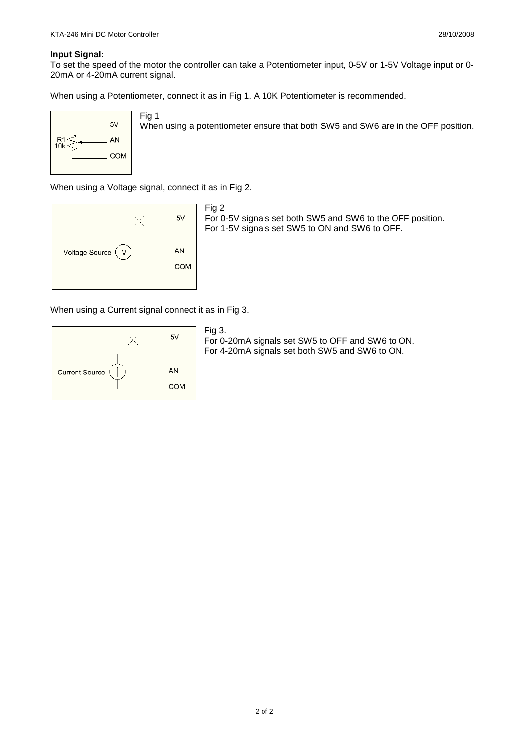**Input Signal:**
To set the speed of the motor the controller can take a Potentiometer input, 0-5V or 1-5V Voltage input or 0-20mA or 4-20mA current signal.

When using a Potentiometer, connect it as in Fig 1. A 10K Potentiometer is recommended.

5V
R1
10k
AN
COM

Fig 1
When using a potentiometer ensure that both SW5 and SW6 are in the OFF position.

When using a Voltage signal, connect it as in Fig 2.

5V
Voltage Source
V
AN
COM

Fig 2
For 0-5V signals set both SW5 and SW6 to the OFF position.
For 1-5V signals set SW5 to ON and SW6 to OFF.

When using a Current signal connect it as in Fig 3.

5V
Current Source
AN
COM

Fig 3.
For 0-20mA signals set SW5 to OFF and SW6 to ON.
For 4-20mA signals set both SW5 and SW6 to ON.